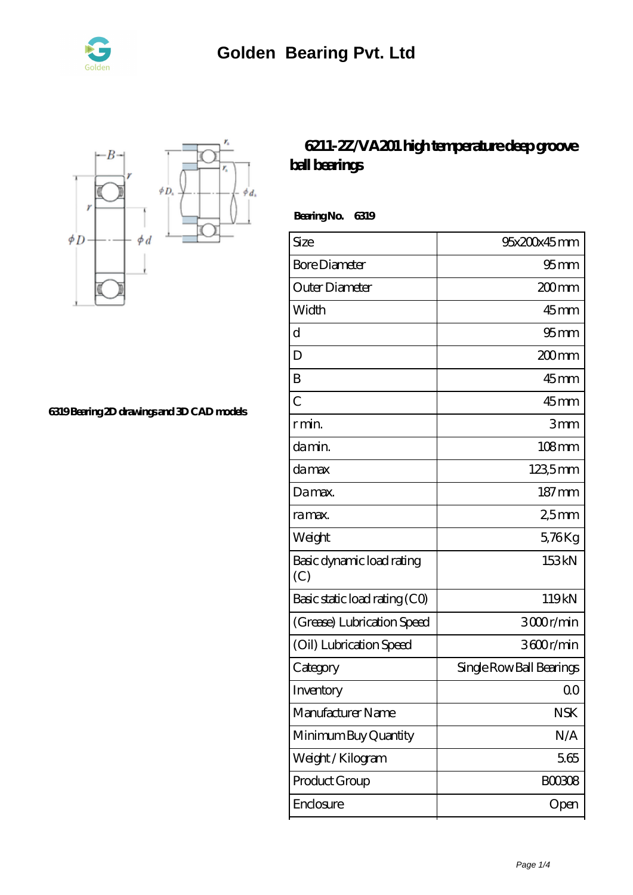# Golden Bearing Pvt. Ltd

## 6211-2Z/VA201 high temperature deep groove ball bearings

**Bearing No. 6319**

6319 Bearing 2D drawings and 3D CAD models

| Size | 95x200x45 mm |
|---|---|
| Bore Diameter | 95 mm |
| Outer Diameter | 200 mm |
| Width | 45 mm |
| d | 95 mm |
| D | 200 mm |
| B | 45 mm |
| C | 45 mm |
| r min. | 3 mm |
| da min. | 108 mm |
| da max | 123,5 mm |
| Da max. | 187 mm |
| ra max. | 2,5 mm |
| Weight | 5,76 Kg |
| Basic dynamic load rating (C) | 153 kN |
| Basic static load rating (C0) | 119 kN |
| (Grease) Lubrication Speed | 3000 r/min |
| (Oil) Lubrication Speed | 3600 r/min |
| Category | Single Row Ball Bearings |
| Inventory | 0.0 |
| Manufacturer Name | NSK |
| Minimum Buy Quantity | N/A |
| Weight / Kilogram | 5.65 |
| Product Group | B00308 |
| Enclosure | Open |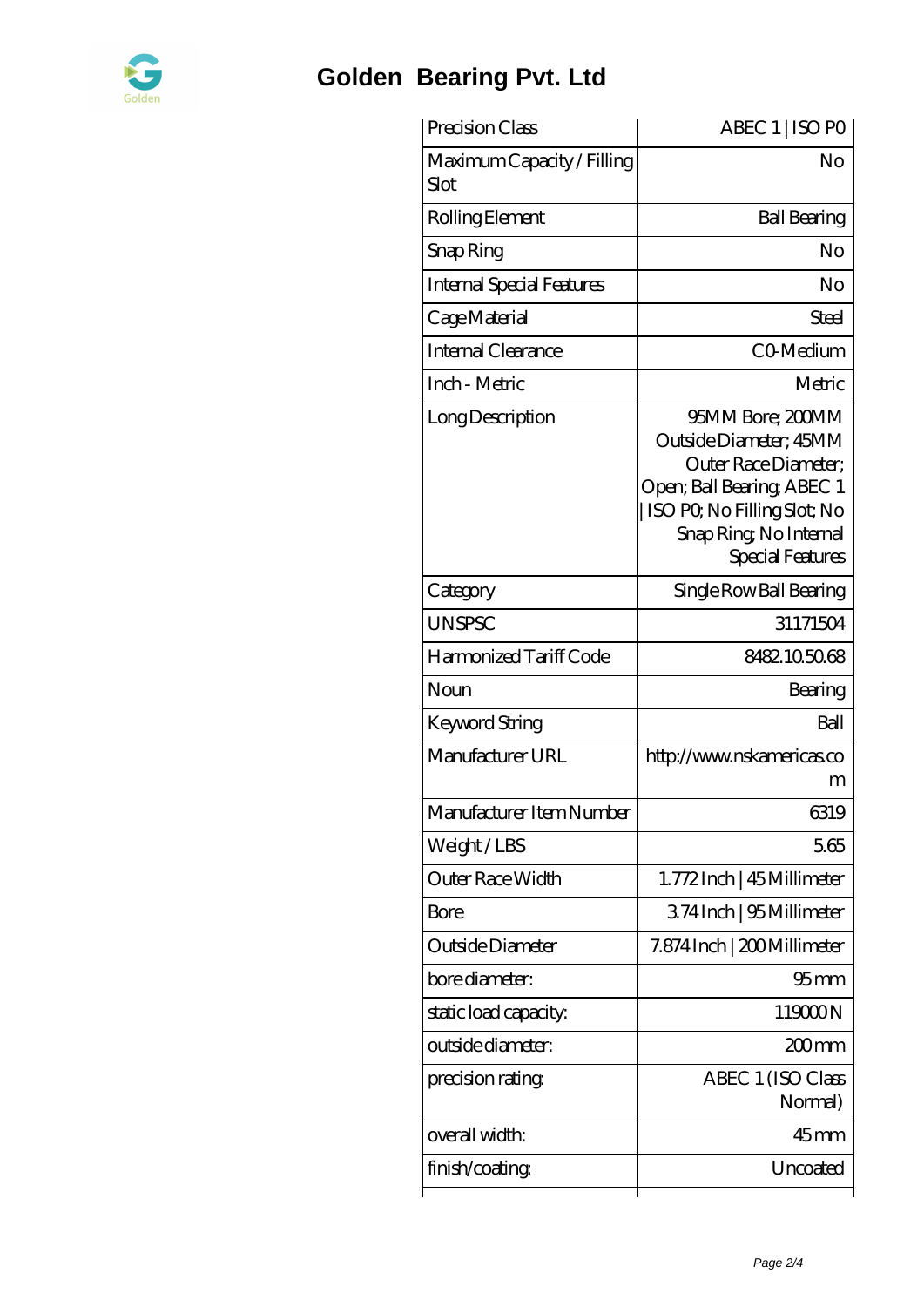# Golden Bearing Pvt. Ltd

| Precision Class | ABEC 1 \| ISO P0 |
|---|---|
| Maximum Capacity / Filling Slot | No |
| Rolling Element | Ball Bearing |
| Snap Ring | No |
| Internal Special Features | No |
| Cage Material | Steel |
| Internal Clearance | C0-Medium |
| Inch - Metric | Metric |
| Long Description | 95MM Bore; 200MM Outside Diameter; 45MM Outer Race Diameter; Open; Ball Bearing; ABEC 1 \| ISO P0; No Filling Slot; No Snap Ring; No Internal Special Features |
| Category | Single Row Ball Bearing |
| UNSPSC | 31171504 |
| Harmonized Tariff Code | 8482.10.50.68 |
| Noun | Bearing |
| Keyword String | Ball |
| Manufacturer URL | http://www.nskamericas.com |
| Manufacturer Item Number | 6319 |
| Weight / LBS | 5.65 |
| Outer Race Width | 1.772 Inch \| 45 Millimeter |
| Bore | 3.74 Inch \| 95 Millimeter |
| Outside Diameter | 7.874 Inch \| 200 Millimeter |
| bore diameter: | 95 mm |
| static load capacity: | 119000 N |
| outside diameter: | 200 mm |
| precision rating: | ABEC 1 (ISO Class Normal) |
| overall width: | 45 mm |
| finish/coating: | Uncoated |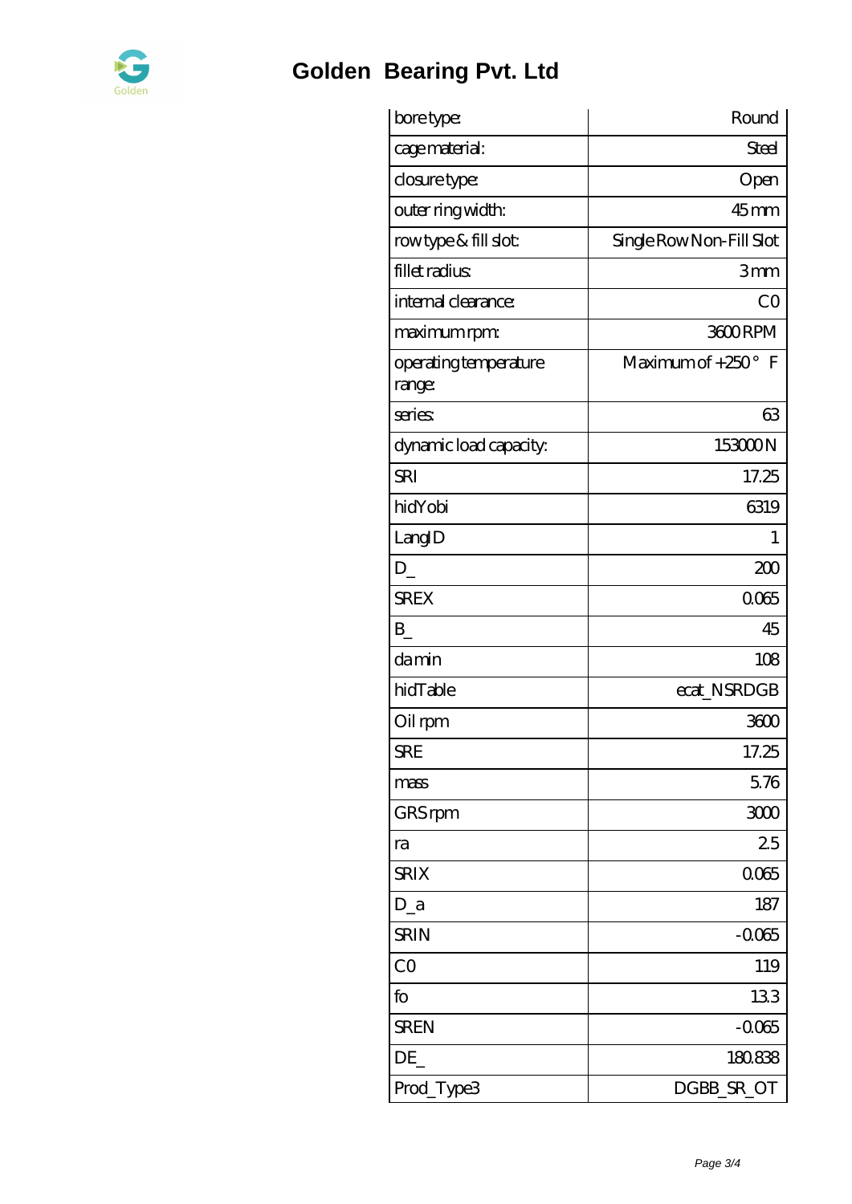# Golden Bearing Pvt. Ltd

| bore type: | Round |
|---|---|
| cage material: | Steel |
| closure type: | Open |
| outer ring width: | 45 mm |
| row type & fill slot: | Single Row Non-Fill Slot |
| fillet radius: | 3 mm |
| internal clearance: | C0 |
| maximum rpm: | 3600 RPM |
| operating temperature range: | Maximum of +250 ° F |
| series: | 63 |
| dynamic load capacity: | 153000 N |
| SRI | 17.25 |
| hidYobi | 6319 |
| LangID | 1 |
| D_ | 200 |
| SREX | 0.065 |
| B_ | 45 |
| da min | 108 |
| hidTable | ecat_NSRDGB |
| Oil rpm | 3600 |
| SRE | 17.25 |
| mass | 5.76 |
| GRS rpm | 3000 |
| ra | 2.5 |
| SRIX | 0.065 |
| D_a | 187 |
| SRIN | -0.065 |
| C0 | 119 |
| fo | 13.3 |
| SREN | -0.065 |
| DE_ | 180.838 |
| Prod_Type3 | DGBB_SR_OT |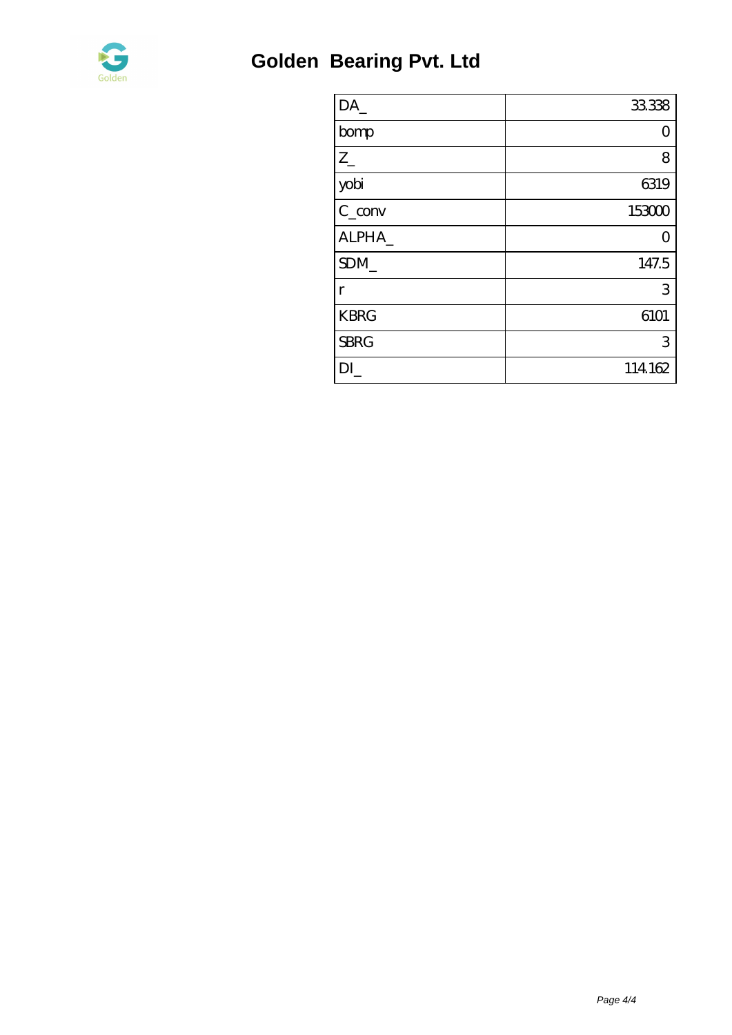# Golden Bearing Pvt. Ltd

| | |
|---|---|
| DA_ | 33.338 |
| bomp | 0 |
| Z_ | 8 |
| yobi | 6319 |
| C_conv | 153000 |
| ALPHA_ | 0 |
| SDM_ | 147.5 |
| r | 3 |
| KBRG | 6101 |
| SBRG | 3 |
| DI_ | 114.162 |